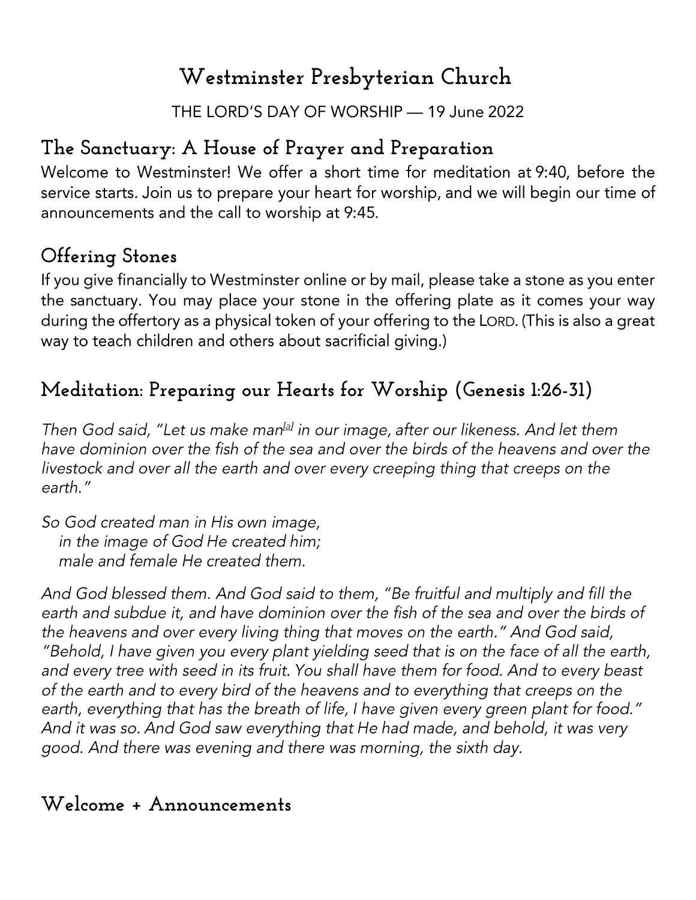# Westminster Presbyterian Church

THE LORD'S DAY OF WORSHIP — 19 June 2022

## The Sanctuary: A House of Prayer and Preparation

Welcome to Westminster! We offer a short time for meditation at 9:40, before the service starts. Join us to prepare your heart for worship, and we will begin our time of announcements and the call to worship at 9:45.

## Offering Stones

If you give financially to Westminster online or by mail, please take a stone as you enter the sanctuary. You may place your stone in the offering plate as it comes your way during the offertory as a physical token of your offering to the LORD. (This is also a great way to teach children and others about sacrificial giving.)

## Meditation: Preparing our Hearts for Worship (Genesis 1:26-31)

*Then God said, "Let us make man[a] in our image, after our likeness. And let them have dominion over the fish of the sea and over the birds of the heavens and over the livestock and over all the earth and over every creeping thing that creeps on the earth."*

*So God created man in His own image,*
*in the image of God He created him;*
*male and female He created them.*

*And God blessed them. And God said to them, "Be fruitful and multiply and fill the earth and subdue it, and have dominion over the fish of the sea and over the birds of the heavens and over every living thing that moves on the earth." And God said, "Behold, I have given you every plant yielding seed that is on the face of all the earth, and every tree with seed in its fruit. You shall have them for food. And to every beast of the earth and to every bird of the heavens and to everything that creeps on the earth, everything that has the breath of life, I have given every green plant for food." And it was so. And God saw everything that He had made, and behold, it was very good. And there was evening and there was morning, the sixth day.*

## Welcome + Announcements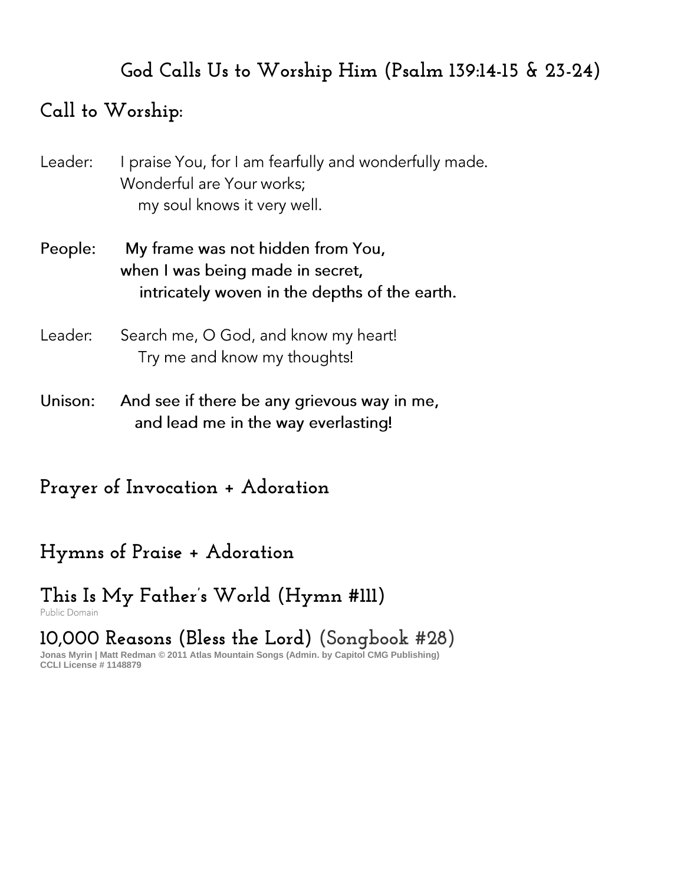## God Calls Us to Worship Him (Psalm 139:14-15 & 23-24)

## Call to Worship:

Leader: I praise You, for I am fearfully and wonderfully made.
Wonderful are Your works;
my soul knows it very well.

**People: My frame was not hidden from You,**
**when I was being made in secret,**
**intricately woven in the depths of the earth.**

Leader: Search me, O God, and know my heart!
Try me and know my thoughts!

**Unison: And see if there be any grievous way in me,**
**and lead me in the way everlasting!**

## Prayer of Invocation + Adoration

## Hymns of Praise + Adoration

### This Is My Father's World (Hymn #111)

Public Domain

### 10,000 Reasons (Bless the Lord) (Songbook #28)

**Jonas Myrin | Matt Redman © 2011 Atlas Mountain Songs (Admin. by Capitol CMG Publishing)**
**CCLI License # 1148879**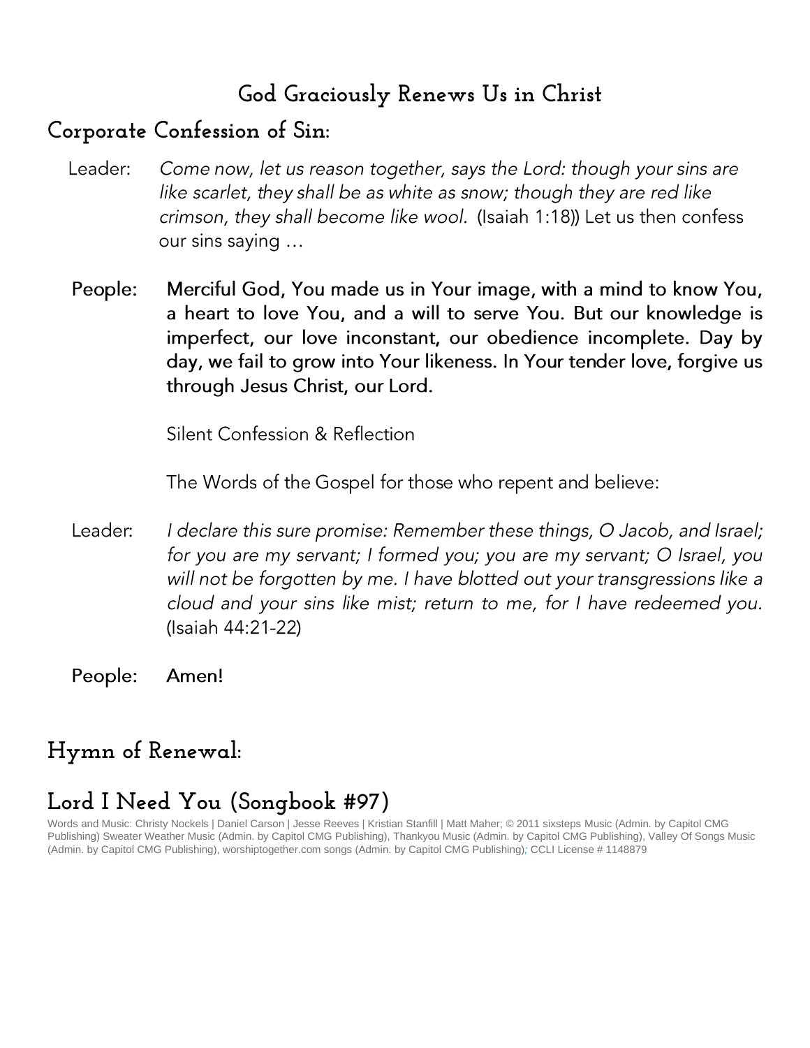## God Graciously Renews Us in Christ

### Corporate Confession of Sin:

Leader: *Come now, let us reason together, says the Lord: though your sins are like scarlet, they shall be as white as snow; though they are red like crimson, they shall become like wool.* (Isaiah 1:18)) Let us then confess our sins saying …

People: **Merciful God, You made us in Your image, with a mind to know You, a heart to love You, and a will to serve You. But our knowledge is imperfect, our love inconstant, our obedience incomplete. Day by day, we fail to grow into Your likeness. In Your tender love, forgive us through Jesus Christ, our Lord.**

Silent Confession & Reflection

The Words of the Gospel for those who repent and believe:

Leader: *I declare this sure promise: Remember these things, O Jacob, and Israel; for you are my servant; I formed you; you are my servant; O Israel, you will not be forgotten by me. I have blotted out your transgressions like a cloud and your sins like mist; return to me, for I have redeemed you.* (Isaiah 44:21-22)

People: **Amen!**

### Hymn of Renewal:

## Lord I Need You (Songbook #97)

Words and Music: Christy Nockels | Daniel Carson | Jesse Reeves | Kristian Stanfill | Matt Maher; © 2011 sixsteps Music (Admin. by Capitol CMG Publishing) Sweater Weather Music (Admin. by Capitol CMG Publishing), Thankyou Music (Admin. by Capitol CMG Publishing), Valley Of Songs Music (Admin. by Capitol CMG Publishing), worshiptogether.com songs (Admin. by Capitol CMG Publishing); CCLI License # 1148879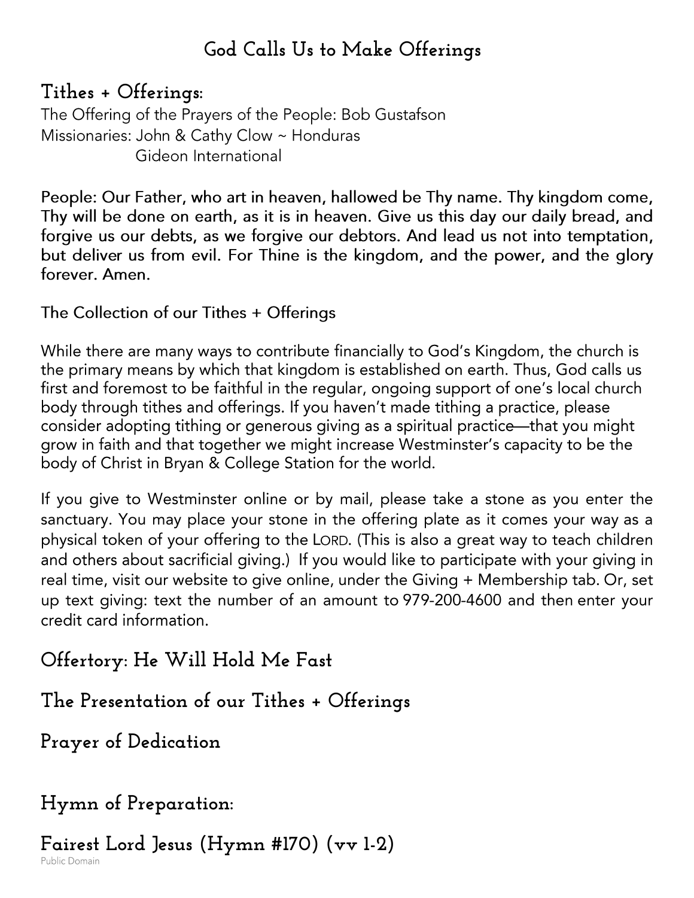# God Calls Us to Make Offerings

## Tithes + Offerings:

The Offering of the Prayers of the People: Bob Gustafson
Missionaries: John & Cathy Clow ~ Honduras
Gideon International

People: Our Father, who art in heaven, hallowed be Thy name. Thy kingdom come, Thy will be done on earth, as it is in heaven. Give us this day our daily bread, and forgive us our debts, as we forgive our debtors. And lead us not into temptation, but deliver us from evil. For Thine is the kingdom, and the power, and the glory forever. Amen.

The Collection of our Tithes + Offerings

While there are many ways to contribute financially to God's Kingdom, the church is the primary means by which that kingdom is established on earth. Thus, God calls us first and foremost to be faithful in the regular, ongoing support of one's local church body through tithes and offerings. If you haven't made tithing a practice, please consider adopting tithing or generous giving as a spiritual practice—that you might grow in faith and that together we might increase Westminster's capacity to be the body of Christ in Bryan & College Station for the world.

If you give to Westminster online or by mail, please take a stone as you enter the sanctuary. You may place your stone in the offering plate as it comes your way as a physical token of your offering to the LORD. (This is also a great way to teach children and others about sacrificial giving.) If you would like to participate with your giving in real time, visit our website to give online, under the Giving + Membership tab. Or, set up text giving: text the number of an amount to 979-200-4600 and then enter your credit card information.

## Offertory: He Will Hold Me Fast

## The Presentation of our Tithes + Offerings

## Prayer of Dedication

## Hymn of Preparation:

## Fairest Lord Jesus (Hymn #170) (vv 1-2)

Public Domain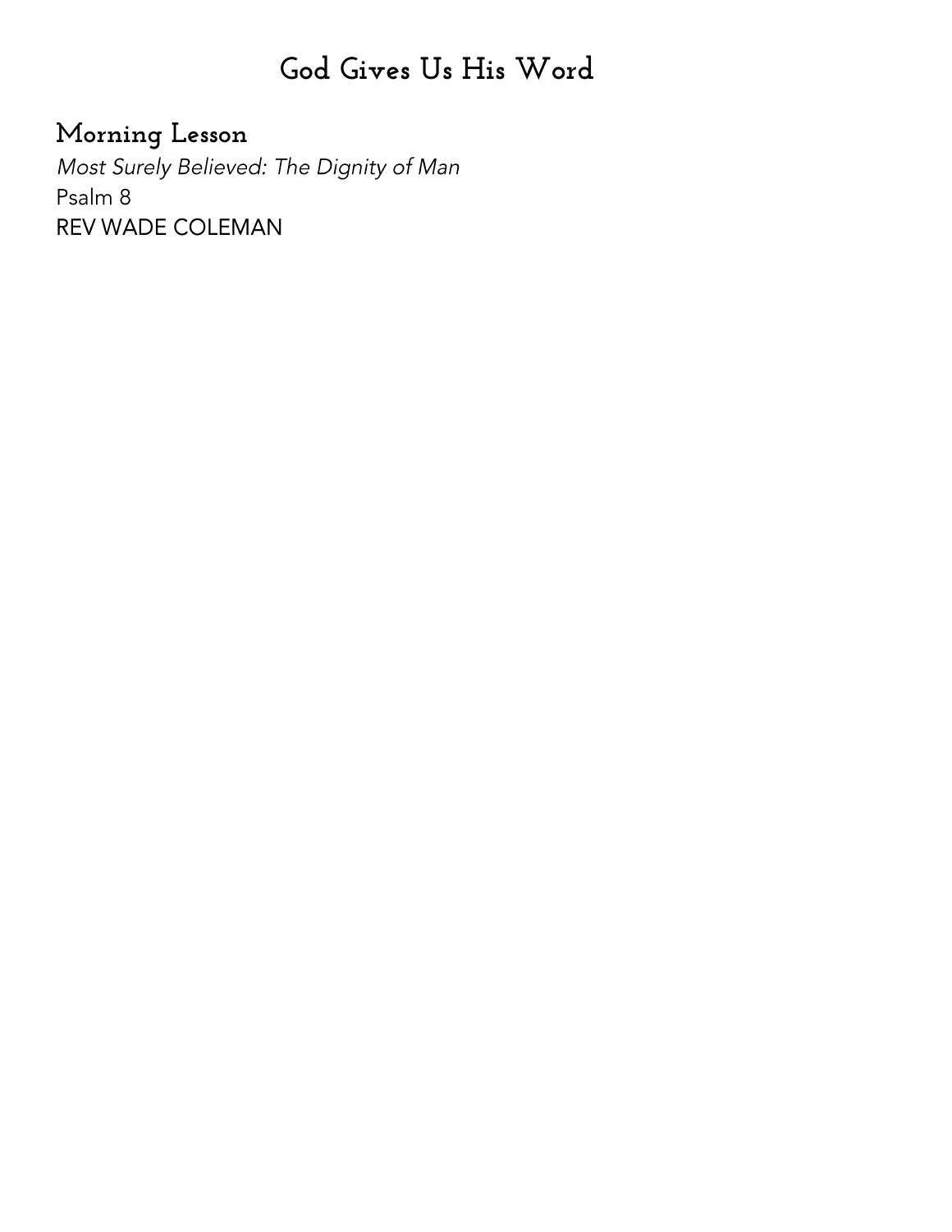# God Gives Us His Word

## Morning Lesson

*Most Surely Believed: The Dignity of Man*
Psalm 8
REV WADE COLEMAN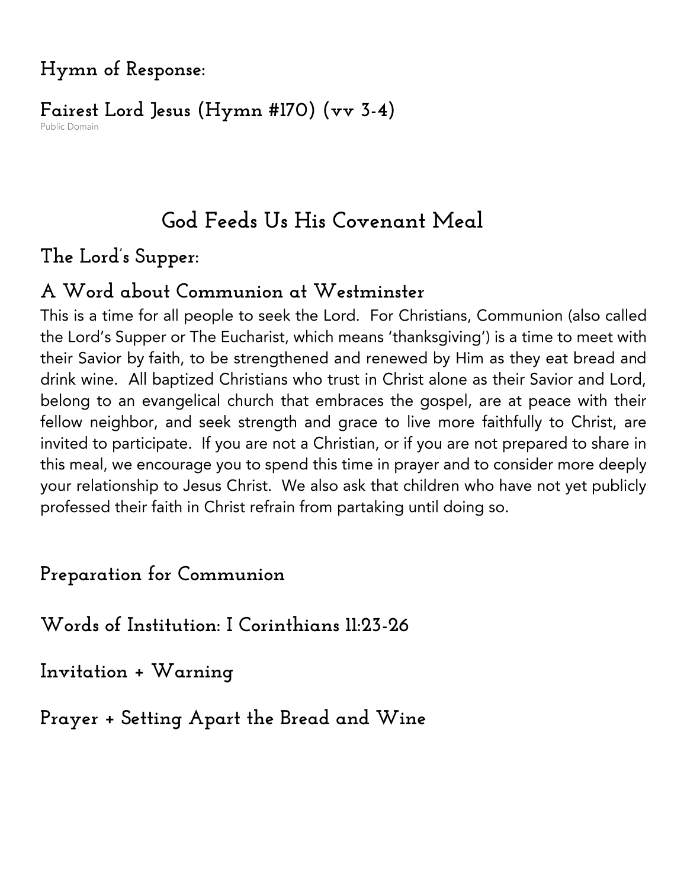### Hymn of Response:

### Fairest Lord Jesus (Hymn #170) (vv 3-4)

Public Domain

## God Feeds Us His Covenant Meal

### The Lord's Supper:

### A Word about Communion at Westminster

This is a time for all people to seek the Lord. For Christians, Communion (also called the Lord's Supper or The Eucharist, which means 'thanksgiving') is a time to meet with their Savior by faith, to be strengthened and renewed by Him as they eat bread and drink wine. All baptized Christians who trust in Christ alone as their Savior and Lord, belong to an evangelical church that embraces the gospel, are at peace with their fellow neighbor, and seek strength and grace to live more faithfully to Christ, are invited to participate. If you are not a Christian, or if you are not prepared to share in this meal, we encourage you to spend this time in prayer and to consider more deeply your relationship to Jesus Christ. We also ask that children who have not yet publicly professed their faith in Christ refrain from partaking until doing so.

### Preparation for Communion

### Words of Institution: I Corinthians 11:23-26

### Invitation + Warning

### Prayer + Setting Apart the Bread and Wine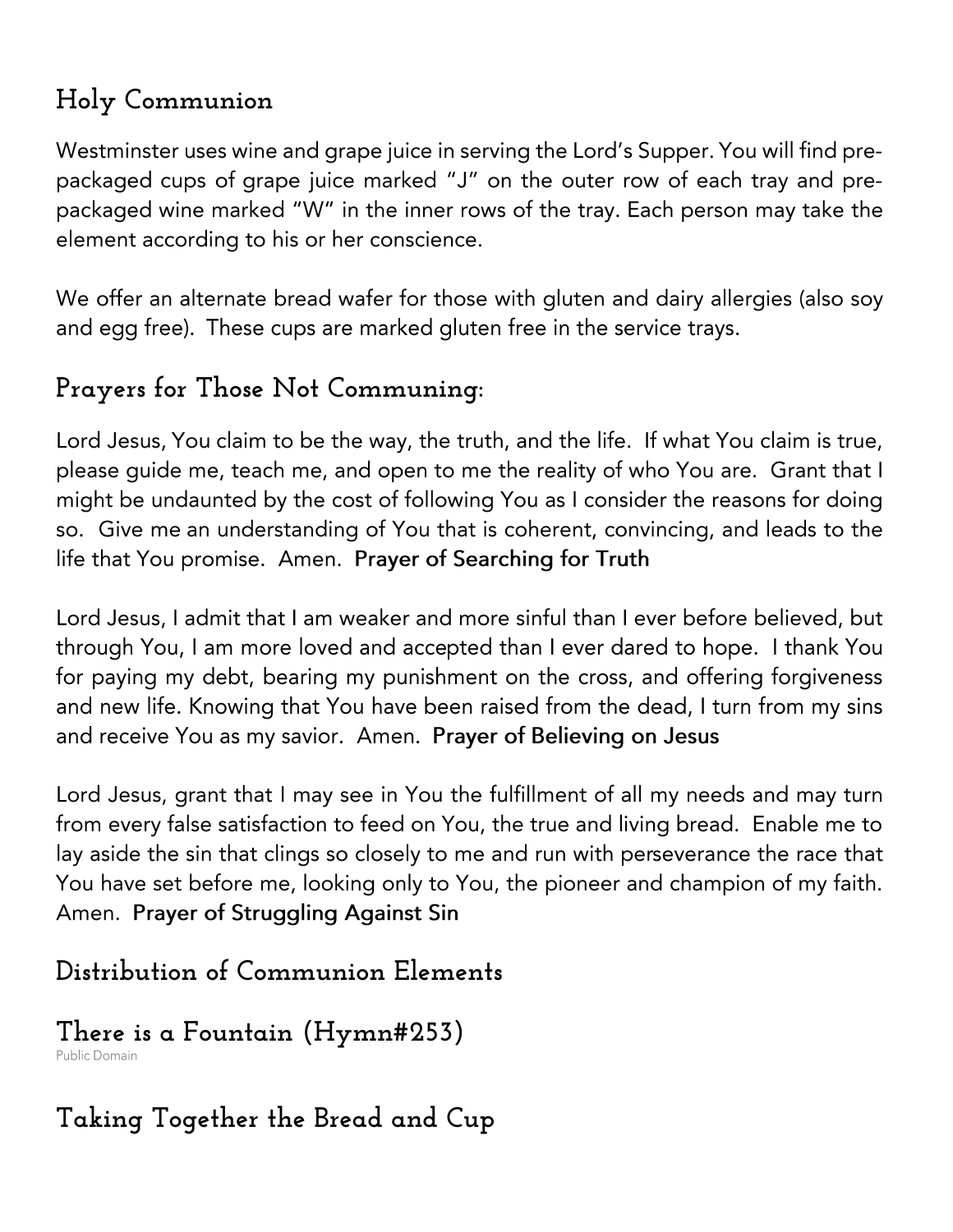## Holy Communion

Westminster uses wine and grape juice in serving the Lord's Supper. You will find pre-packaged cups of grape juice marked "J" on the outer row of each tray and pre-packaged wine marked "W" in the inner rows of the tray. Each person may take the element according to his or her conscience.

We offer an alternate bread wafer for those with gluten and dairy allergies (also soy and egg free). These cups are marked gluten free in the service trays.

## Prayers for Those Not Communing:

Lord Jesus, You claim to be the way, the truth, and the life. If what You claim is true, please guide me, teach me, and open to me the reality of who You are. Grant that I might be undaunted by the cost of following You as I consider the reasons for doing so. Give me an understanding of You that is coherent, convincing, and leads to the life that You promise. Amen. **Prayer of Searching for Truth**

Lord Jesus, I admit that I am weaker and more sinful than I ever before believed, but through You, I am more loved and accepted than I ever dared to hope. I thank You for paying my debt, bearing my punishment on the cross, and offering forgiveness and new life. Knowing that You have been raised from the dead, I turn from my sins and receive You as my savior. Amen. **Prayer of Believing on Jesus**

Lord Jesus, grant that I may see in You the fulfillment of all my needs and may turn from every false satisfaction to feed on You, the true and living bread. Enable me to lay aside the sin that clings so closely to me and run with perseverance the race that You have set before me, looking only to You, the pioneer and champion of my faith. Amen. **Prayer of Struggling Against Sin**

## Distribution of Communion Elements

## There is a Fountain (Hymn#253)

Public Domain

## Taking Together the Bread and Cup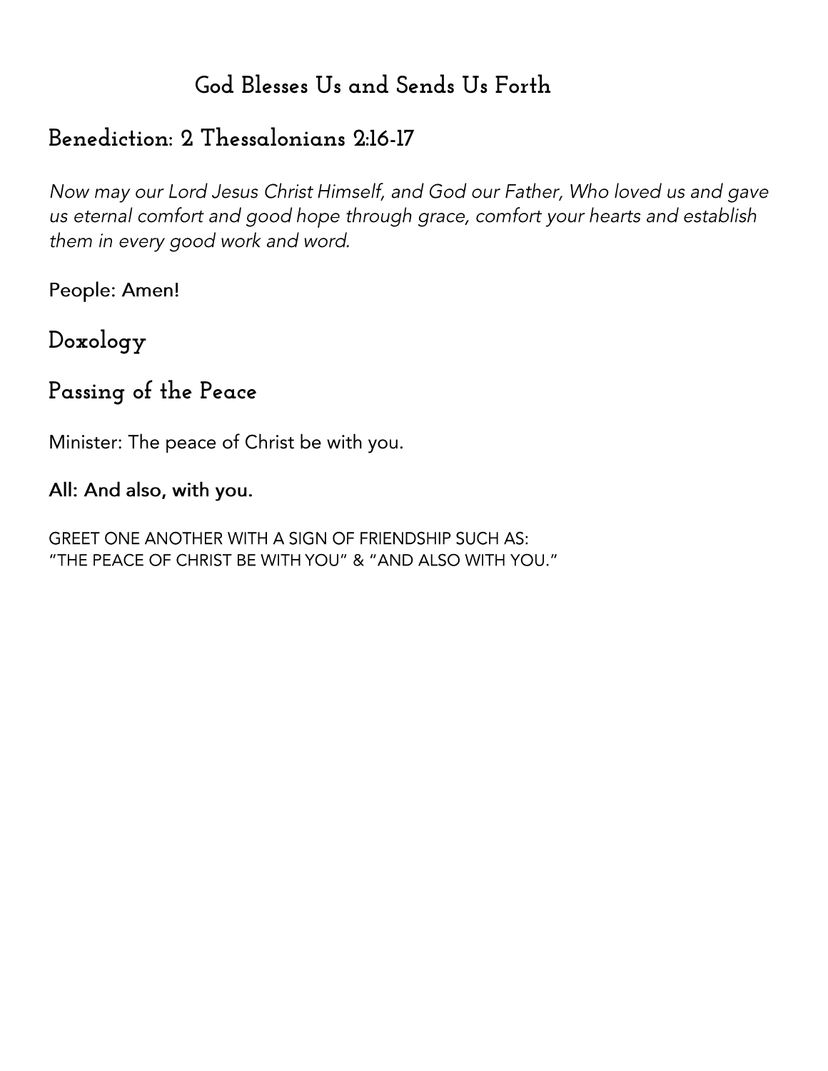## God Blesses Us and Sends Us Forth

### Benediction: 2 Thessalonians 2:16-17

*Now may our Lord Jesus Christ Himself, and God our Father, Who loved us and gave us eternal comfort and good hope through grace, comfort your hearts and establish them in every good work and word.*

People: Amen!

### Doxology

### Passing of the Peace

Minister: The peace of Christ be with you.

**All: And also, with you.**

GREET ONE ANOTHER WITH A SIGN OF FRIENDSHIP SUCH AS:
"THE PEACE OF CHRIST BE WITH YOU" & "AND ALSO WITH YOU."